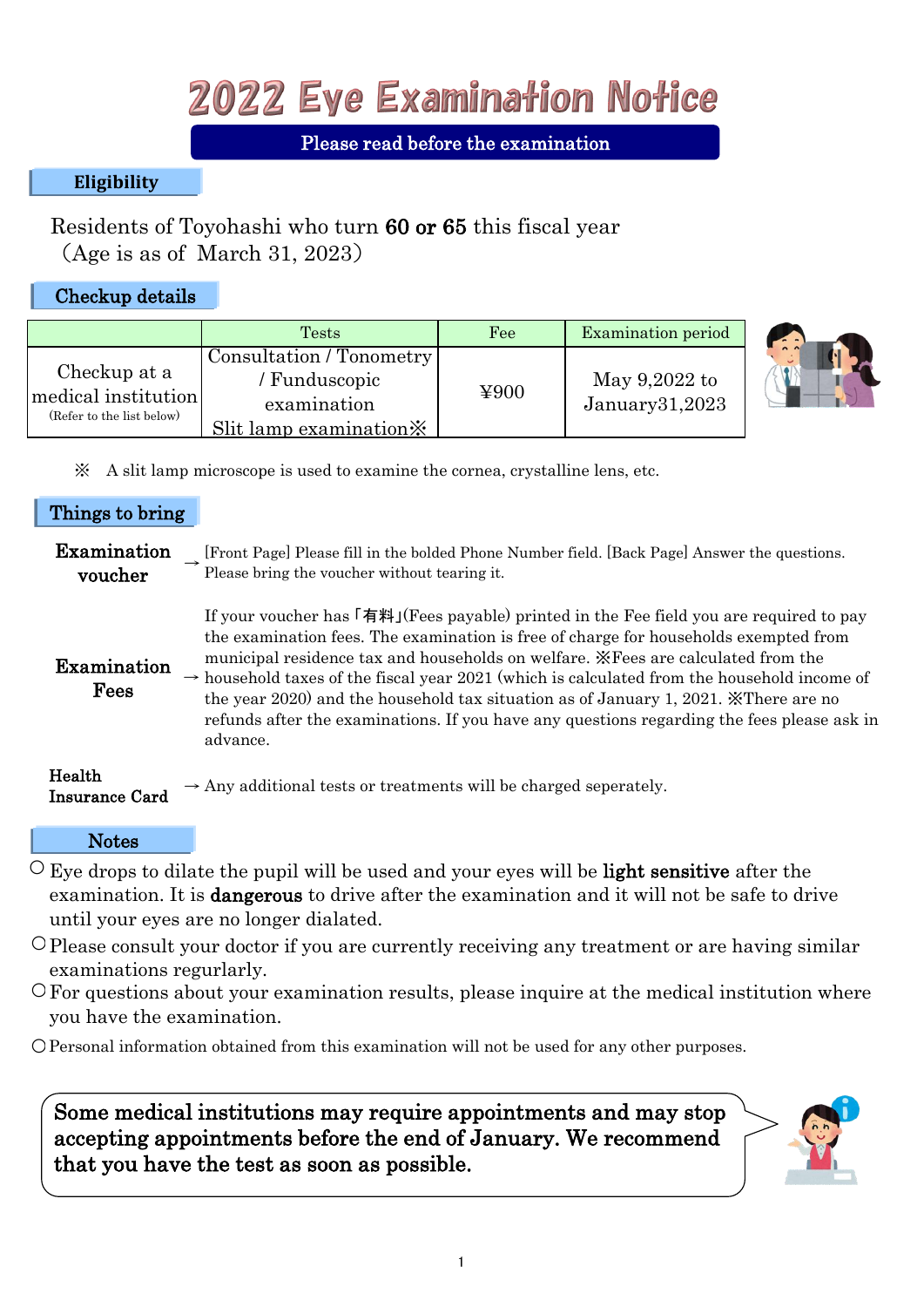# 2022 Eye Examination Notice

**Please read before the examination**

## Eligibility

Residents of Toyohashi who turn **60 or 65** this fiscal year
（Age is as of March 31, 2023）

## Checkup details

| | Tests | Fee | Examination period |
|---|---|---|---|
| Checkup at a medical institution (Refer to the list below) | Consultation / Tonometry / Funduscopic examination Slit lamp examination※ | ¥900 | May 9,2022 to January31,2023 |

※ A slit lamp microscope is used to examine the cornea, crystalline lens, etc.

## Things to bring

**Examination voucher** → [Front Page] Please fill in the bolded Phone Number field. [Back Page] Answer the questions. Please bring the voucher without tearing it.

**Examination Fees** → If your voucher has「有料」(Fees payable) printed in the Fee field you are required to pay the examination fees. The examination is free of charge for households exempted from municipal residence tax and households on welfare. ※Fees are calculated from the household taxes of the fiscal year 2021 (which is calculated from the household income of the year 2020) and the household tax situation as of January 1, 2021. ※There are no refunds after the examinations. If you have any questions regarding the fees please ask in advance.

**Health Insurance Card** → Any additional tests or treatments will be charged seperately.

## Notes

○ Eye drops to dilate the pupil will be used and your eyes will be **light sensitive** after the examination. It is **dangerous** to drive after the examination and it will not be safe to drive until your eyes are no longer dialated.

○ Please consult your doctor if you are currently receiving any treatment or are having similar examinations regurlarly.

○ For questions about your examination results, please inquire at the medical institution where you have the examination.

○ Personal information obtained from this examination will not be used for any other purposes.

**Some medical institutions may require appointments and may stop accepting appointments before the end of January. We recommend that you have the test as soon as possible.**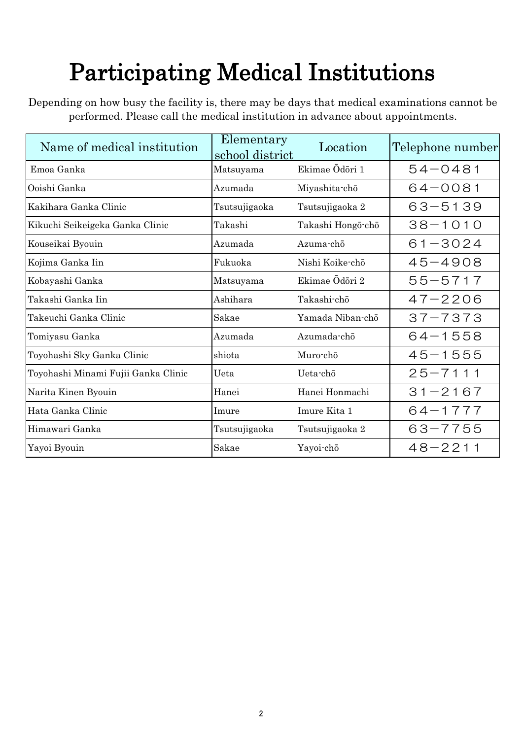# Participating Medical Institutions

Depending on how busy the facility is, there may be days that medical examinations cannot be performed. Please call the medical institution in advance about appointments.

| Name of medical institution | Elementary school district | Location | Telephone number |
| --- | --- | --- | --- |
| Emoa Ganka | Matsuyama | Ekimae Ōdōri 1 | ５４－０４８１ |
| Ooishi Ganka | Azumada | Miyashita-chō | ６４－００８１ |
| Kakihara Ganka Clinic | Tsutsujigaoka | Tsutsujigaoka 2 | ６３－５１３９ |
| Kikuchi Seikeigeka Ganka Clinic | Takashi | Takashi Hongō-chō | ３８－１０１０ |
| Kouseikai Byouin | Azumada | Azuma-chō | ６１－３０２４ |
| Kojima Ganka Iin | Fukuoka | Nishi Koike-chō | ４５－４９０８ |
| Kobayashi Ganka | Matsuyama | Ekimae Ōdōri 2 | ５５－５７１７ |
| Takashi Ganka Iin | Ashihara | Takashi-chō | ４７－２２０６ |
| Takeuchi Ganka Clinic | Sakae | Yamada Niban-chō | ３７－７３７３ |
| Tomiyasu Ganka | Azumada | Azumada-chō | ６４－１５５８ |
| Toyohashi Sky Ganka Clinic | shiota | Muro-chō | ４５－１５５５ |
| Toyohashi Minami Fujii Ganka Clinic | Ueta | Ueta-chō | ２５－７１１１ |
| Narita Kinen Byouin | Hanei | Hanei Honmachi | ３１－２１６７ |
| Hata Ganka Clinic | Imure | Imure Kita 1 | ６４－１７７７ |
| Himawari Ganka | Tsutsujigaoka | Tsutsujigaoka 2 | ６３－７７５５ |
| Yayoi Byouin | Sakae | Yayoi-chō | ４８－２２１１ |